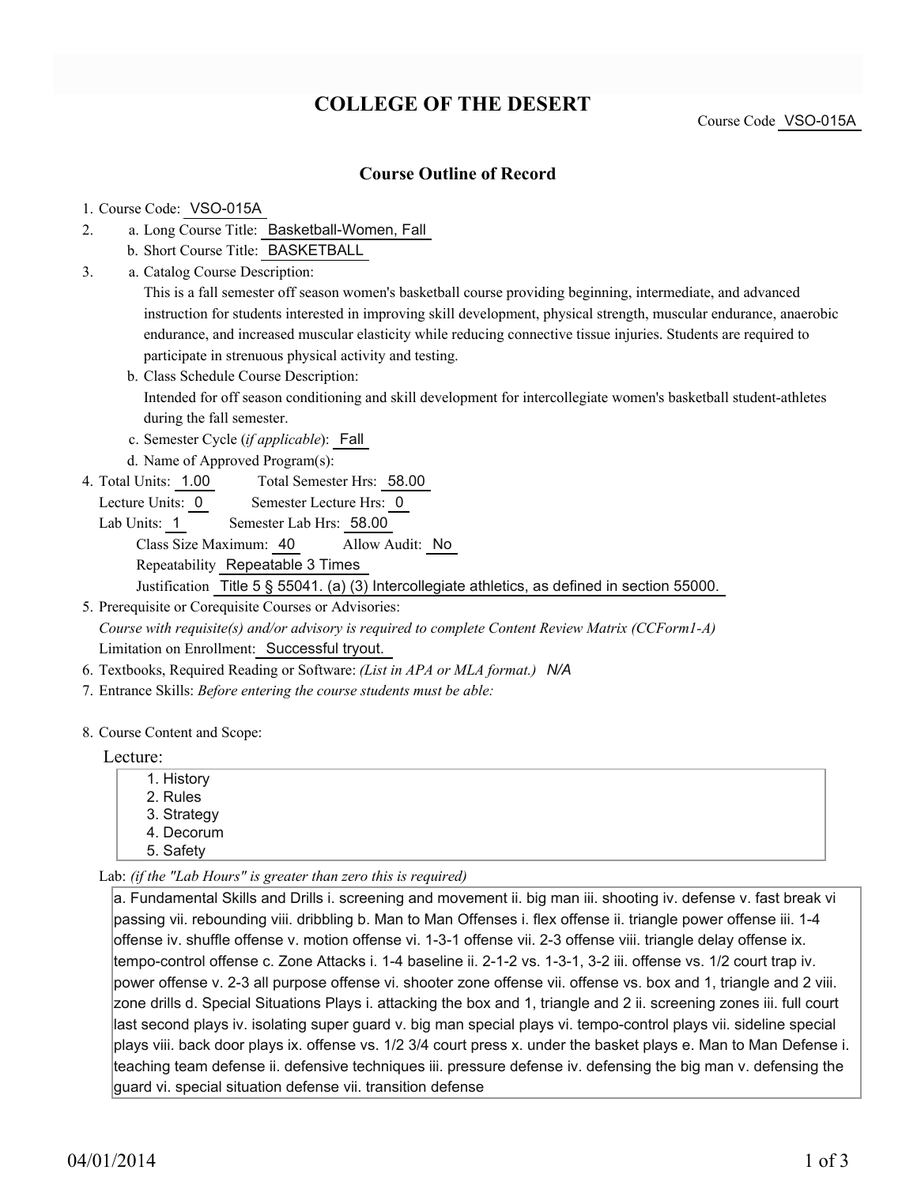# COLLEGE OF THE DESERT

Course Code VSO-015A

## Course Outline of Record

1. Course Code: VSO-015A
2. a. Long Course Title: Basketball-Women, Fall
   b. Short Course Title: BASKETBALL
3. a. Catalog Course Description:
   This is a fall semester off season women's basketball course providing beginning, intermediate, and advanced instruction for students interested in improving skill development, physical strength, muscular endurance, anaerobic endurance, and increased muscular elasticity while reducing connective tissue injuries. Students are required to participate in strenuous physical activity and testing.
   b. Class Schedule Course Description:
   Intended for off season conditioning and skill development for intercollegiate women's basketball student-athletes during the fall semester.
   c. Semester Cycle (*if applicable*): Fall
   d. Name of Approved Program(s):
4. Total Units: 1.00 Total Semester Hrs: 58.00
   Lecture Units: 0 Semester Lecture Hrs: 0
   Lab Units: 1 Semester Lab Hrs: 58.00
   Class Size Maximum: 40 Allow Audit: No
   Repeatability Repeatable 3 Times
   Justification Title 5 § 55041. (a) (3) Intercollegiate athletics, as defined in section 55000.
5. Prerequisite or Corequisite Courses or Advisories:
   *Course with requisite(s) and/or advisory is required to complete Content Review Matrix (CCForm1-A)*
   Limitation on Enrollment: Successful tryout.
6. Textbooks, Required Reading or Software: *(List in APA or MLA format.)* *N/A*
7. Entrance Skills: *Before entering the course students must be able:*

8. Course Content and Scope:

Lecture:

1. History
2. Rules
3. Strategy
4. Decorum
5. Safety

Lab: *(if the "Lab Hours" is greater than zero this is required)*

a. Fundamental Skills and Drills i. screening and movement ii. big man iii. shooting iv. defense v. fast break vi passing vii. rebounding viii. dribbling b. Man to Man Offenses i. flex offense ii. triangle power offense iii. 1-4 offense iv. shuffle offense v. motion offense vi. 1-3-1 offense vii. 2-3 offense viii. triangle delay offense ix. tempo-control offense c. Zone Attacks i. 1-4 baseline ii. 2-1-2 vs. 1-3-1, 3-2 iii. offense vs. 1/2 court trap iv. power offense v. 2-3 all purpose offense vi. shooter zone offense vii. offense vs. box and 1, triangle and 2 viii. zone drills d. Special Situations Plays i. attacking the box and 1, triangle and 2 ii. screening zones iii. full court last second plays iv. isolating super guard v. big man special plays vi. tempo-control plays vii. sideline special plays viii. back door plays ix. offense vs. 1/2 3/4 court press x. under the basket plays e. Man to Man Defense i. teaching team defense ii. defensive techniques iii. pressure defense iv. defensing the big man v. defensing the guard vi. special situation defense vii. transition defense

04/01/2014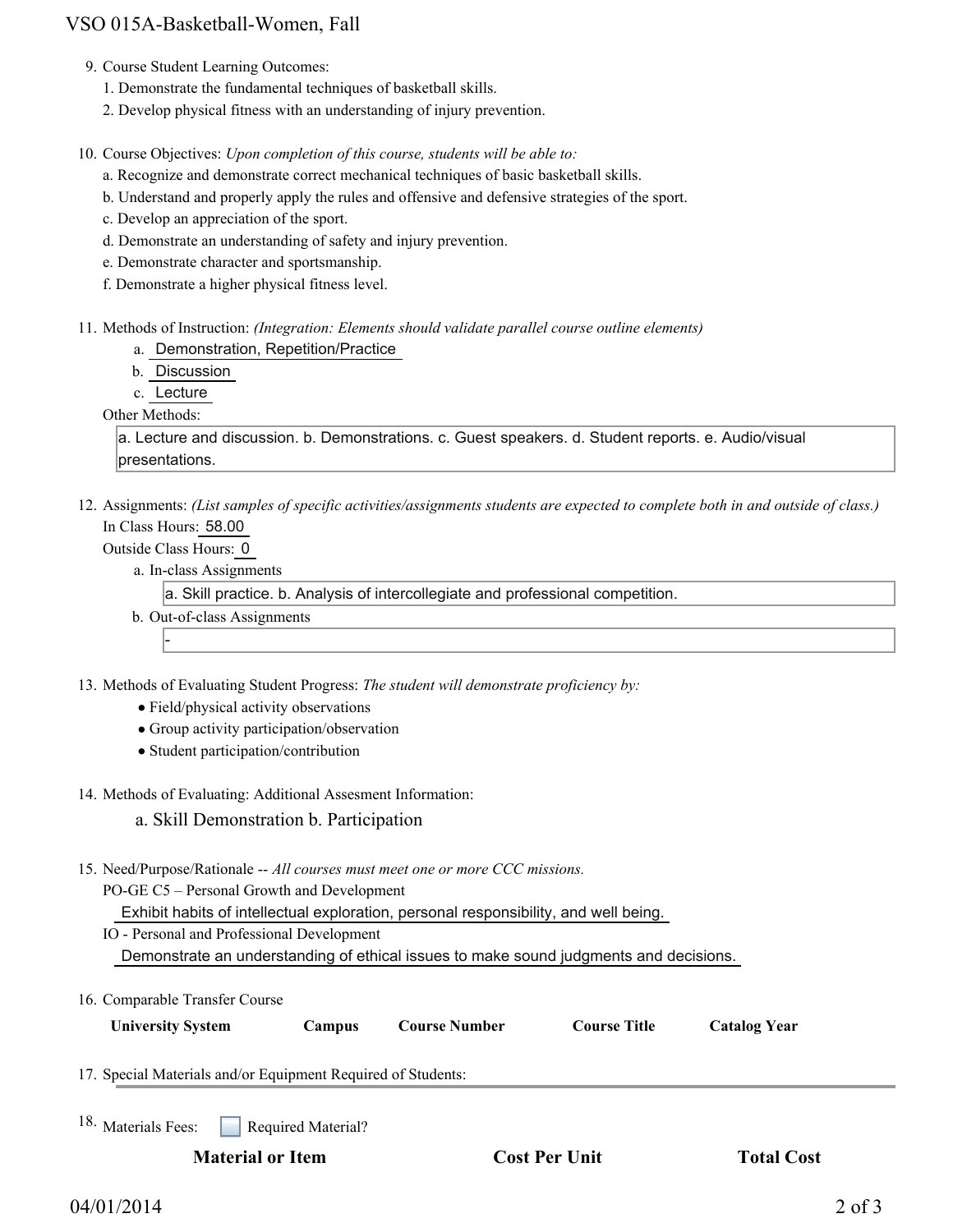9. Course Student Learning Outcomes:
   1. Demonstrate the fundamental techniques of basketball skills.
   2. Develop physical fitness with an understanding of injury prevention.

10. Course Objectives: *Upon completion of this course, students will be able to:*
    a. Recognize and demonstrate correct mechanical techniques of basic basketball skills.
    b. Understand and properly apply the rules and offensive and defensive strategies of the sport.
    c. Develop an appreciation of the sport.
    d. Demonstrate an understanding of safety and injury prevention.
    e. Demonstrate character and sportsmanship.
    f. Demonstrate a higher physical fitness level.

11. Methods of Instruction: *(Integration: Elements should validate parallel course outline elements)*
    a. Demonstration, Repetition/Practice
    b. Discussion
    c. Lecture

    Other Methods:

    a. Lecture and discussion. b. Demonstrations. c. Guest speakers. d. Student reports. e. Audio/visual presentations.

12. Assignments: *(List samples of specific activities/assignments students are expected to complete both in and outside of class.)*

    In Class Hours: 58.00

    Outside Class Hours: 0

    a. In-class Assignments

       a. Skill practice. b. Analysis of intercollegiate and professional competition.

    b. Out-of-class Assignments

       -

13. Methods of Evaluating Student Progress: *The student will demonstrate proficiency by:*
    - Field/physical activity observations
    - Group activity participation/observation
    - Student participation/contribution

14. Methods of Evaluating: Additional Assesment Information:

    a. Skill Demonstration b. Participation

15. Need/Purpose/Rationale -- *All courses must meet one or more CCC missions.*

    PO-GE C5 – Personal Growth and Development

    Exhibit habits of intellectual exploration, personal responsibility, and well being.

    IO - Personal and Professional Development

    Demonstrate an understanding of ethical issues to make sound judgments and decisions.

16. Comparable Transfer Course

| University System | Campus | Course Number | Course Title | Catalog Year |
|---|---|---|---|---|

17. Special Materials and/or Equipment Required of Students:

18. Materials Fees: ☐ Required Material?

| Material or Item | Cost Per Unit | Total Cost |
|---|---|---|

04/01/2014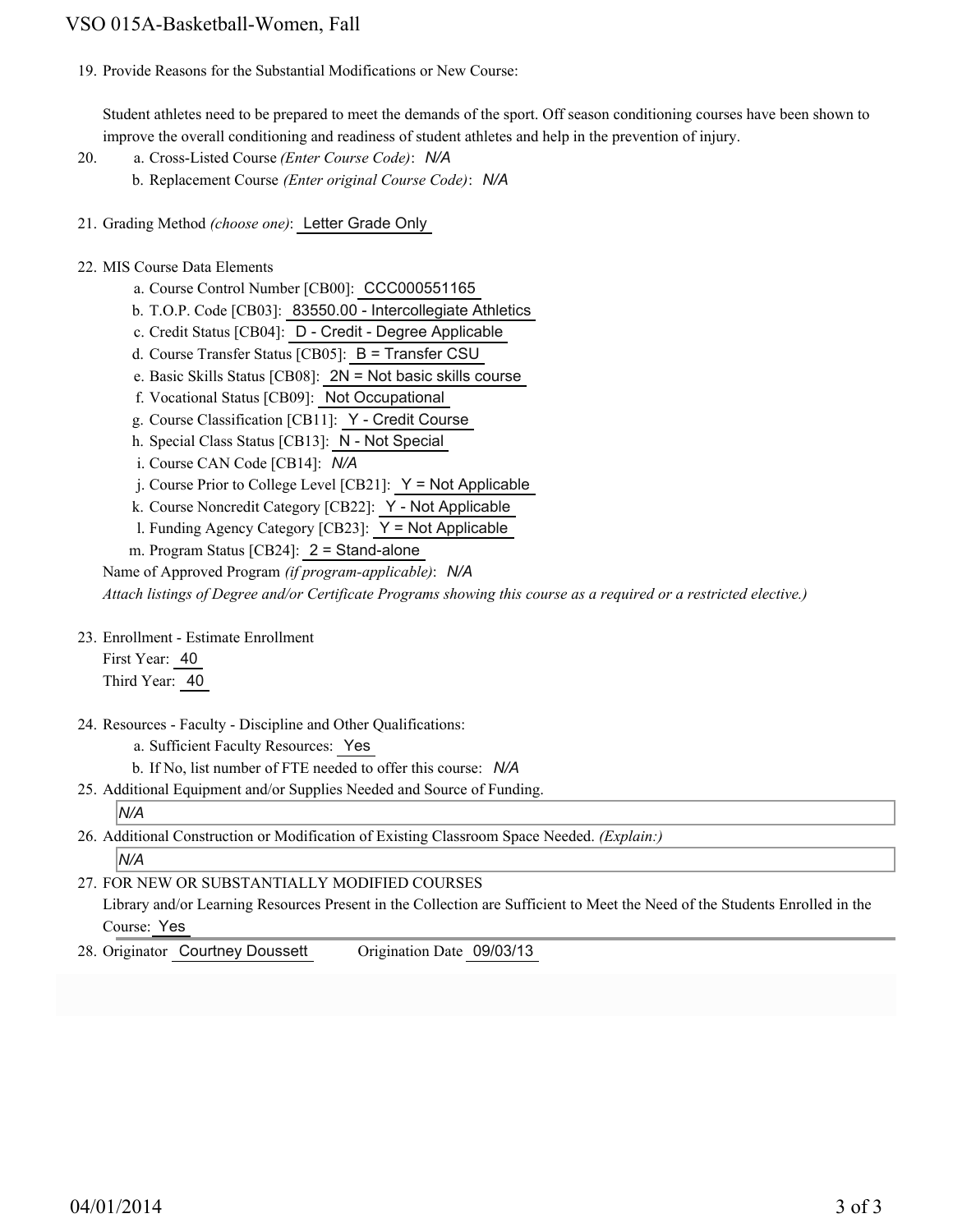19. Provide Reasons for the Substantial Modifications or New Course:

    Student athletes need to be prepared to meet the demands of the sport. Off season conditioning courses have been shown to improve the overall conditioning and readiness of student athletes and help in the prevention of injury.

20. a. Cross-Listed Course *(Enter Course Code)*: *N/A*
    b. Replacement Course *(Enter original Course Code)*: *N/A*

21. Grading Method *(choose one)*: Letter Grade Only

22. MIS Course Data Elements
    a. Course Control Number [CB00]: CCC000551165
    b. T.O.P. Code [CB03]: 83550.00 - Intercollegiate Athletics
    c. Credit Status [CB04]: D - Credit - Degree Applicable
    d. Course Transfer Status [CB05]: B = Transfer CSU
    e. Basic Skills Status [CB08]: 2N = Not basic skills course
    f. Vocational Status [CB09]: Not Occupational
    g. Course Classification [CB11]: Y - Credit Course
    h. Special Class Status [CB13]: N - Not Special
    i. Course CAN Code [CB14]: *N/A*
    j. Course Prior to College Level [CB21]: Y = Not Applicable
    k. Course Noncredit Category [CB22]: Y - Not Applicable
    l. Funding Agency Category [CB23]: Y = Not Applicable
    m. Program Status [CB24]: 2 = Stand-alone

    Name of Approved Program *(if program-applicable)*: *N/A*

    *Attach listings of Degree and/or Certificate Programs showing this course as a required or a restricted elective.)*

23. Enrollment - Estimate Enrollment
    First Year: 40
    Third Year: 40

24. Resources - Faculty - Discipline and Other Qualifications:
    a. Sufficient Faculty Resources: Yes
    b. If No, list number of FTE needed to offer this course: *N/A*

25. Additional Equipment and/or Supplies Needed and Source of Funding.

    *N/A*

26. Additional Construction or Modification of Existing Classroom Space Needed. *(Explain:)*

    *N/A*

27. FOR NEW OR SUBSTANTIALLY MODIFIED COURSES
    Library and/or Learning Resources Present in the Collection are Sufficient to Meet the Need of the Students Enrolled in the Course: Yes

28. Originator Courtney Doussett     Origination Date 09/03/13